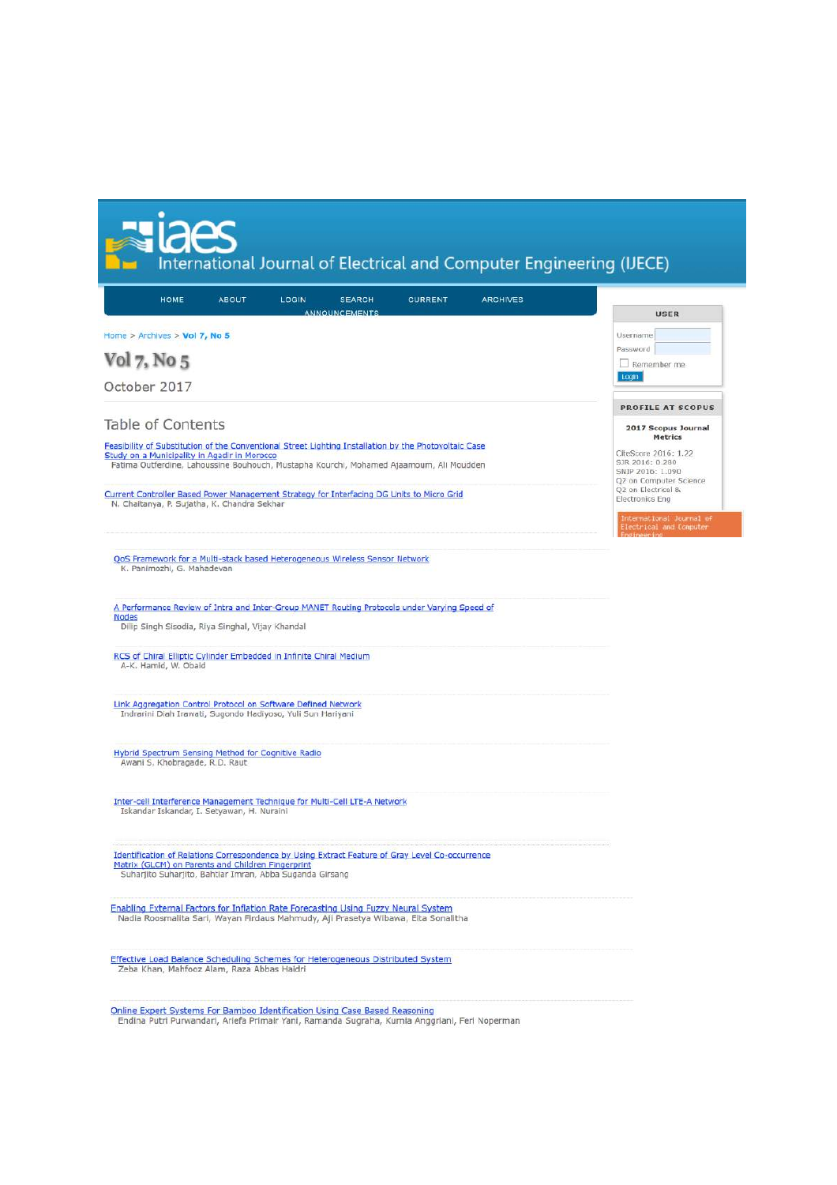# International Journal of Electrical and Computer Engineering (IJECE)

HOME | ABOUT | LOGIN | SEARCH | CURRENT | ARCHIVES | ANNOUNCEMENTS

Home > Archives > **Vol 7, No 5**

## Vol 7, No 5

October 2017

### Table of Contents

[Feasibility of Substitution of the Conventional Street Lighting Installation by the Photovoltaic Case Study on a Municipality in Agadir in Morocco]
Fatima Outferdine, Lahoussine Bouhouch, Mustapha Kourchi, Mohamed Ajaamoum, Ali Moudden

[Current Controller Based Power Management Strategy for Interfacing DG Units to Micro Grid]
N. Chaitanya, P. Sujatha, K. Chandra Sekhar

[QoS Framework for a Multi-stack based Heterogeneous Wireless Sensor Network]
K. Panimozhi, G. Mahadevan

[A Performance Review of Intra and Inter-Group MANET Routing Protocols under Varying Speed of Nodes]
Dilip Singh Sisodia, Riya Singhal, Vijay Khandal

[RCS of Chiral Elliptic Cylinder Embedded in Infinite Chiral Medium]
A-K. Hamid, W. Obaid

[Link Aggregation Control Protocol on Software Defined Network]
Indrarini Diah Irawati, Sugondo Hadiyoso, Yuli Sun Hariyani

[Hybrid Spectrum Sensing Method for Cognitive Radio]
Awani S. Khobragade, R.D. Raut

[Inter-cell Interference Management Technique for Multi-Cell LTE-A Network]
Iskandar Iskandar, I. Setyawan, H. Nuraini

[Identification of Relations Correspondence by Using Extract Feature of Gray Level Co-occurrence Matrix (GLCM) on Parents and Children Fingerprint]
Suharjito Suharjito, Bahtiar Imran, Abba Suganda Girsang

[Enabling External Factors for Inflation Rate Forecasting Using Fuzzy Neural System]
Nadia Roosmalita Sari, Wayan Firdaus Mahmudy, Aji Prasetya Wibawa, Elta Sonalitha

[Effective Load Balance Scheduling Schemes for Heterogeneous Distributed System]
Zeba Khan, Mahfooz Alam, Raza Abbas Haidri

[Online Expert Systems For Bamboo Identification Using Case Based Reasoning]
Endina Putri Purwandari, Ariefa Primair Yani, Ramanda Sugraha, Kurnia Anggriani, Feri Noperman

---

**USER**

Username
Password
Remember me
Login

**PROFILE AT SCOPUS**

**2017 Scopus Journal Metrics**

CiteScore 2016: 1.22
SJR 2016: 0.280
SNIP 2016: 1.090
Q2 on Computer Science
Q2 on Electrical & Electronics Eng

International Journal of Electrical and Computer Engineering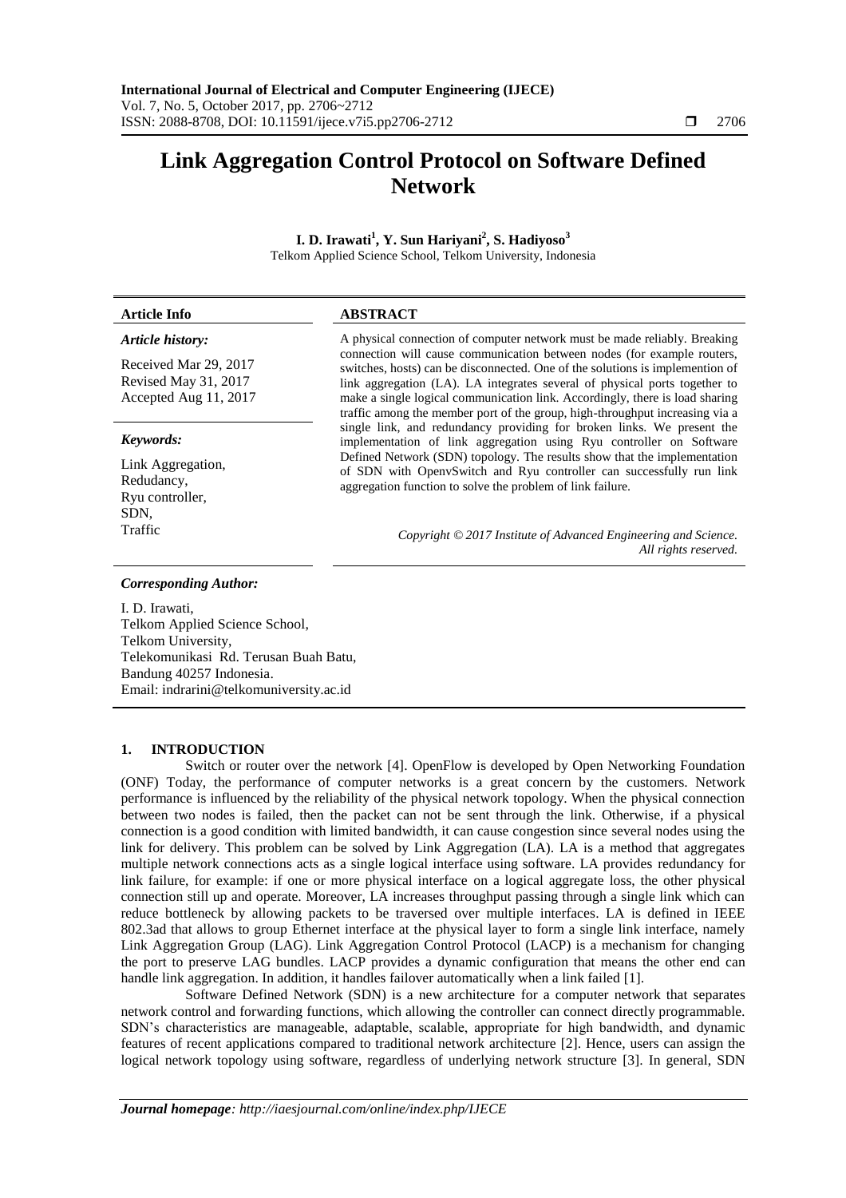# Link Aggregation Control Protocol on Software Defined Network

**I. D. Irawati[1], Y. Sun Hariyani[2], S. Hadiyoso[3]**

Telkom Applied Science School, Telkom University, Indonesia

| Article Info | ABSTRACT |
|---|---|
| ***Article history:*** <br> Received Mar 29, 2017 <br> Revised May 31, 2017 <br> Accepted Aug 11, 2017 <br><br> ***Keywords:*** <br> Link Aggregation, <br> Redudancy, <br> Ryu controller, <br> SDN, <br> Traffic | A physical connection of computer network must be made reliably. Breaking connection will cause communication between nodes (for example routers, switches, hosts) can be disconnected. One of the solutions is implemention of link aggregation (LA). LA integrates several of physical ports together to make a single logical communication link. Accordingly, there is load sharing traffic among the member port of the group, high-throughput increasing via a single link, and redundancy providing for broken links. We present the implementation of link aggregation using Ryu controller on Software Defined Network (SDN) topology. The results show that the implementation of SDN with OpenvSwitch and Ryu controller can successfully run link aggregation function to solve the problem of link failure. <br><br> *Copyright © 2017 Institute of Advanced Engineering and Science. All rights reserved.* |

***Corresponding Author:***

I. D. Irawati,
Telkom Applied Science School,
Telkom University,
Telekomunikasi Rd. Terusan Buah Batu,
Bandung 40257 Indonesia.
Email: indrarini@telkomuniversity.ac.id

## 1. INTRODUCTION

Switch or router over the network [4]. OpenFlow is developed by Open Networking Foundation (ONF) Today, the performance of computer networks is a great concern by the customers. Network performance is influenced by the reliability of the physical network topology. When the physical connection between two nodes is failed, then the packet can not be sent through the link. Otherwise, if a physical connection is a good condition with limited bandwidth, it can cause congestion since several nodes using the link for delivery. This problem can be solved by Link Aggregation (LA). LA is a method that aggregates multiple network connections acts as a single logical interface using software. LA provides redundancy for link failure, for example: if one or more physical interface on a logical aggregate loss, the other physical connection still up and operate. Moreover, LA increases throughput passing through a single link which can reduce bottleneck by allowing packets to be traversed over multiple interfaces. LA is defined in IEEE 802.3ad that allows to group Ethernet interface at the physical layer to form a single link interface, namely Link Aggregation Group (LAG). Link Aggregation Control Protocol (LACP) is a mechanism for changing the port to preserve LAG bundles. LACP provides a dynamic configuration that means the other end can handle link aggregation. In addition, it handles failover automatically when a link failed [1].

Software Defined Network (SDN) is a new architecture for a computer network that separates network control and forwarding functions, which allowing the controller can connect directly programmable. SDN's characteristics are manageable, adaptable, scalable, appropriate for high bandwidth, and dynamic features of recent applications compared to traditional network architecture [2]. Hence, users can assign the logical network topology using software, regardless of underlying network structure [3]. In general, SDN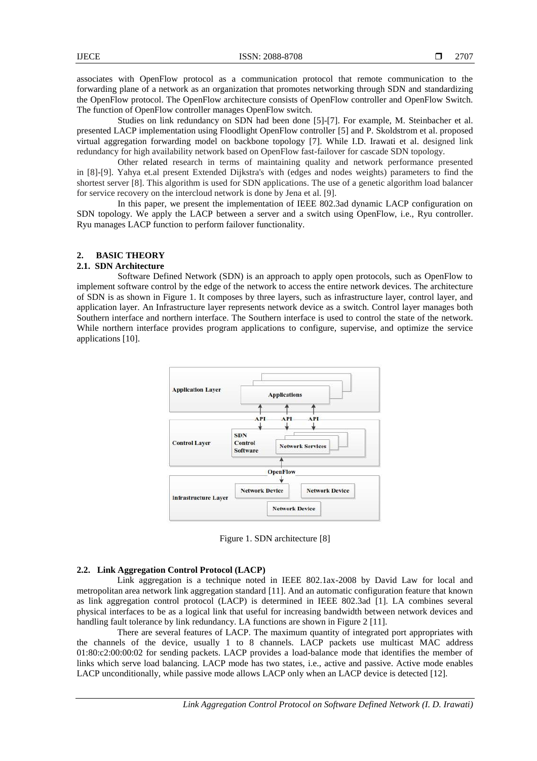associates with OpenFlow protocol as a communication protocol that remote communication to the forwarding plane of a network as an organization that promotes networking through SDN and standardizing the OpenFlow protocol. The OpenFlow architecture consists of OpenFlow controller and OpenFlow Switch. The function of OpenFlow controller manages OpenFlow switch.

Studies on link redundancy on SDN had been done [5]-[7]. For example, M. Steinbacher et al. presented LACP implementation using Floodlight OpenFlow controller [5] and P. Skoldstrom et al. proposed virtual aggregation forwarding model on backbone topology [7]. While I.D. Irawati et al. designed link redundancy for high availability network based on OpenFlow fast-failover for cascade SDN topology.

Other related research in terms of maintaining quality and network performance presented in [8]-[9]. Yahya et.al present Extended Dijkstra's with (edges and nodes weights) parameters to find the shortest server [8]. This algorithm is used for SDN applications. The use of a genetic algorithm load balancer for service recovery on the intercloud network is done by Jena et al. [9].

In this paper, we present the implementation of IEEE 802.3ad dynamic LACP configuration on SDN topology. We apply the LACP between a server and a switch using OpenFlow, i.e., Ryu controller. Ryu manages LACP function to perform failover functionality.

## 2. BASIC THEORY

### 2.1. SDN Architecture

Software Defined Network (SDN) is an approach to apply open protocols, such as OpenFlow to implement software control by the edge of the network to access the entire network devices. The architecture of SDN is as shown in Figure 1. It composes by three layers, such as infrastructure layer, control layer, and application layer. An Infrastructure layer represents network device as a switch. Control layer manages both Southern interface and northern interface. The Southern interface is used to control the state of the network. While northern interface provides program applications to configure, supervise, and optimize the service applications [10].

Figure 1. SDN architecture [8]

### 2.2. Link Aggregation Control Protocol (LACP)

Link aggregation is a technique noted in IEEE 802.1ax-2008 by David Law for local and metropolitan area network link aggregation standard [11]. And an automatic configuration feature that known as link aggregation control protocol (LACP) is determined in IEEE 802.3ad [1]. LA combines several physical interfaces to be as a logical link that useful for increasing bandwidth between network devices and handling fault tolerance by link redundancy. LA functions are shown in Figure 2 [11].

There are several features of LACP. The maximum quantity of integrated port appropriates with the channels of the device, usually 1 to 8 channels. LACP packets use multicast MAC address 01:80:c2:00:00:02 for sending packets. LACP provides a load-balance mode that identifies the member of links which serve load balancing. LACP mode has two states, i.e., active and passive. Active mode enables LACP unconditionally, while passive mode allows LACP only when an LACP device is detected [12].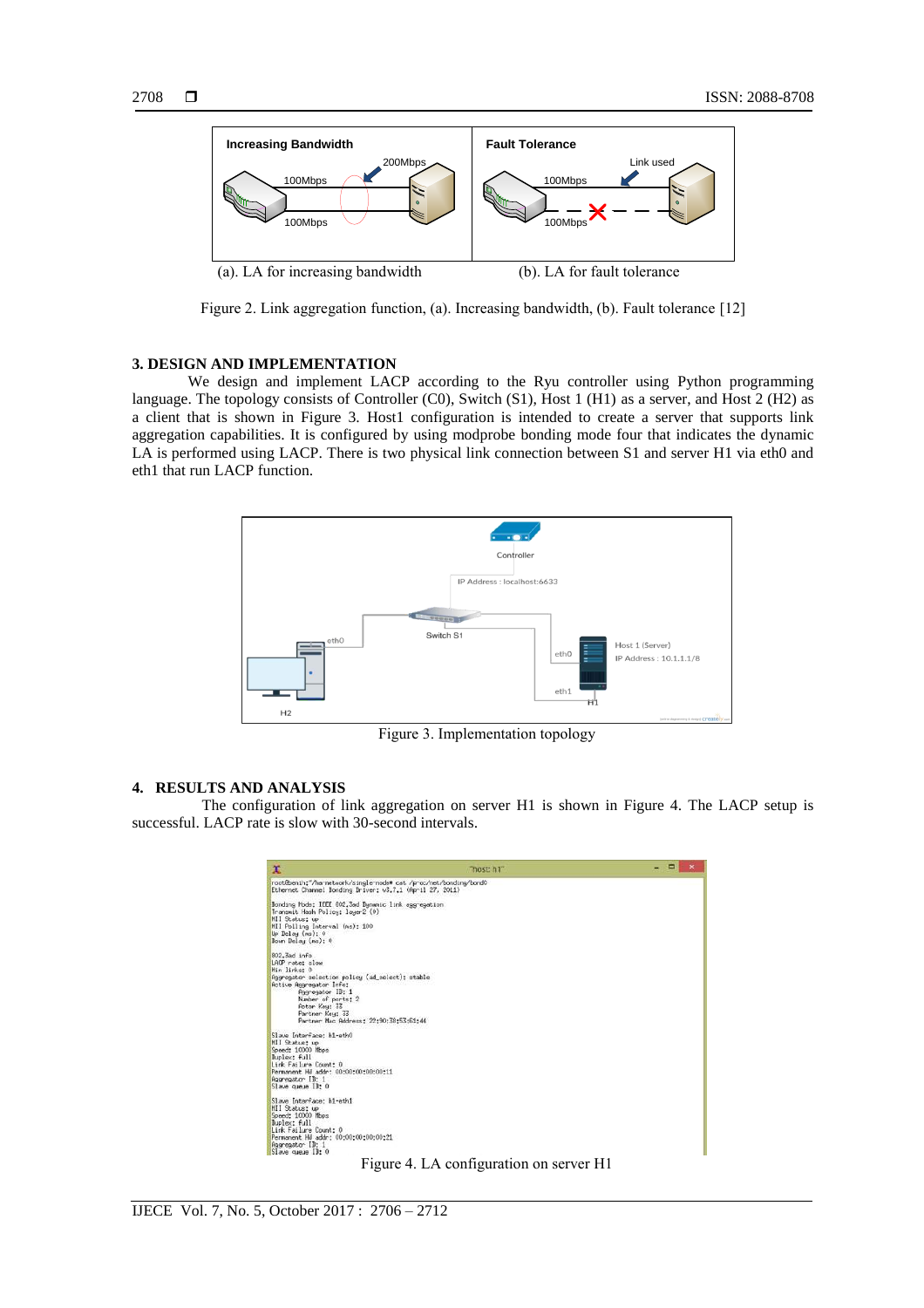(a). LA for increasing bandwidth (b). LA for fault tolerance

Figure 2. Link aggregation function, (a). Increasing bandwidth, (b). Fault tolerance [12]

## 3. DESIGN AND IMPLEMENTATION

We design and implement LACP according to the Ryu controller using Python programming language. The topology consists of Controller (C0), Switch (S1), Host 1 (H1) as a server, and Host 2 (H2) as a client that is shown in Figure 3. Host1 configuration is intended to create a server that supports link aggregation capabilities. It is configured by using modprobe bonding mode four that indicates the dynamic LA is performed using LACP. There is two physical link connection between S1 and server H1 via eth0 and eth1 that run LACP function.

Figure 3. Implementation topology

## 4. RESULTS AND ANALYSIS

The configuration of link aggregation on server H1 is shown in Figure 4. The LACP setup is successful. LACP rate is slow with 30-second intervals.

Figure 4. LA configuration on server H1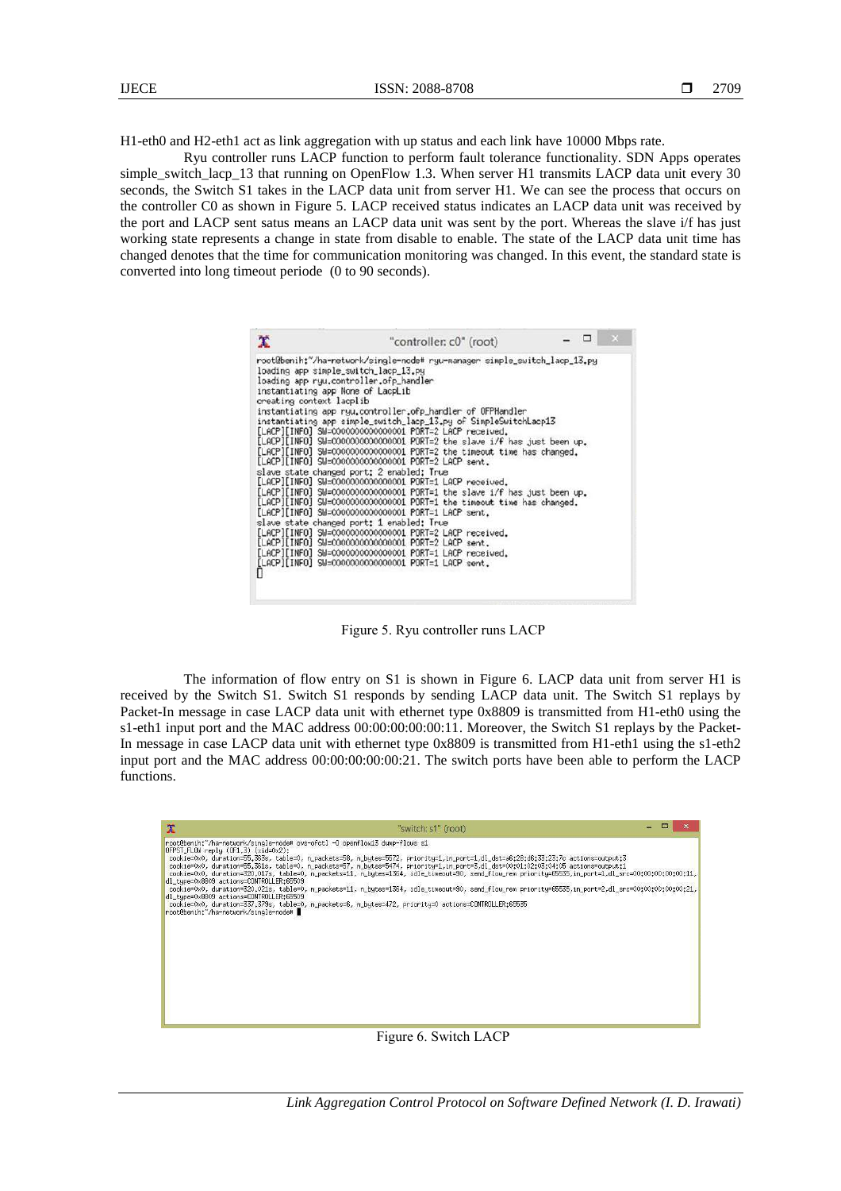H1-eth0 and H2-eth1 act as link aggregation with up status and each link have 10000 Mbps rate.

Ryu controller runs LACP function to perform fault tolerance functionality. SDN Apps operates simple_switch_lacp_13 that running on OpenFlow 1.3. When server H1 transmits LACP data unit every 30 seconds, the Switch S1 takes in the LACP data unit from server H1. We can see the process that occurs on the controller C0 as shown in Figure 5. LACP received status indicates an LACP data unit was received by the port and LACP sent satus means an LACP data unit was sent by the port. Whereas the slave i/f has just working state represents a change in state from disable to enable. The state of the LACP data unit time has changed denotes that the time for communication monitoring was changed. In this event, the standard state is converted into long timeout periode (0 to 90 seconds).

```
root@benih:~/ha-network/single-node# ryu-manager simple_switch_lacp_13.py
loading app simple_switch_lacp_13.py
loading app ryu.controller.ofp_handler
instantiating app None of LacpLib
creating context lacplib
instantiating app ryu.controller.ofp_handler of OFPHandler
instantiating app simple_switch_lacp_13.py of SimpleSwitchLacp13
[LACP][INFO] SW=0000000000000001 PORT=2 LACP received.
[LACP][INFO] SW=0000000000000001 PORT=2 the slave i/f has just been up.
[LACP][INFO] SW=0000000000000001 PORT=2 the timeout time has changed.
[LACP][INFO] SW=0000000000000001 PORT=2 LACP sent.
slave state changed port: 2 enabled: True
[LACP][INFO] SW=0000000000000001 PORT=1 LACP received.
[LACP][INFO] SW=0000000000000001 PORT=1 the slave i/f has just been up.
[LACP][INFO] SW=0000000000000001 PORT=1 the timeout time has changed.
[LACP][INFO] SW=0000000000000001 PORT=1 LACP sent.
slave state changed port: 1 enabled: True
[LACP][INFO] SW=0000000000000001 PORT=2 LACP received.
[LACP][INFO] SW=0000000000000001 PORT=2 LACP sent.
[LACP][INFO] SW=0000000000000001 PORT=1 LACP received.
[LACP][INFO] SW=0000000000000001 PORT=1 LACP sent.
```

Figure 5. Ryu controller runs LACP

The information of flow entry on S1 is shown in Figure 6. LACP data unit from server H1 is received by the Switch S1. Switch S1 responds by sending LACP data unit. The Switch S1 replays by Packet-In message in case LACP data unit with ethernet type 0x8809 is transmitted from H1-eth0 using the s1-eth1 input port and the MAC address 00:00:00:00:00:11. Moreover, the Switch S1 replays by the Packet-In message in case LACP data unit with ethernet type 0x8809 is transmitted from H1-eth1 using the s1-eth2 input port and the MAC address 00:00:00:00:00:21. The switch ports have been able to perform the LACP functions.

```
root@benih:~/ha-network/single-node# ovs-ofctl -O openflow13 dump-flows s1
OFPST_FLOW reply (OF1.3) (xid=0x2):
 cookie=0x0, duration=55.383s, table=0, n_packets=58, n_bytes=5572, priority=1,in_port=1,dl_dst=a6:28:d6:33:23:7c actions=output:3
 cookie=0x0, duration=55.351s, table=0, n_packets=57, n_bytes=5474, priority=1,in_port=3,dl_dst=00:01:02:03:04:05 actions=output:1
 cookie=0x0, duration=320.017s, table=0, n_packets=11, n_bytes=1364, idle_timeout=90, send_flow_rem priority=65535,in_port=1,dl_src=00:00:00:00:00:11,dl_type=0x8809 actions=CONTROLLER:65509
 cookie=0x0, duration=320.021s, table=0, n_packets=11, n_bytes=1364, idle_timeout=90, send_flow_rem priority=65535,in_port=2,dl_src=00:00:00:00:00:21,dl_type=0x8809 actions=CONTROLLER:65509
 cookie=0x0, duration=337.379s, table=0, n_packets=6, n_bytes=472, priority=0 actions=CONTROLLER:65535
root@benih:~/ha-network/single-node#
```

Figure 6. Switch LACP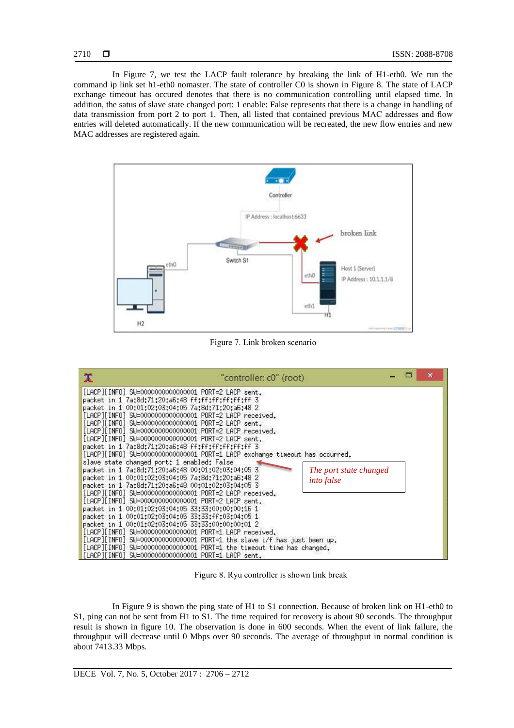In Figure 7, we test the LACP fault tolerance by breaking the link of H1-eth0. We run the command ip link set h1-eth0 nomaster. The state of controller C0 is shown in Figure 8. The state of LACP exchange timeout has occured denotes that there is no communication controlling until elapsed time. In addition, the satus of slave state changed port: 1 enable: False represents that there is a change in handling of data transmission from port 2 to port 1. Then, all listed that contained previous MAC addresses and flow entries will deleted automatically. If the new communication will be recreated, the new flow entries and new MAC addresses are registered again.

Figure 7. Link broken scenario

```
[LACP][INFO] SW=0000000000000001 PORT=2 LACP sent.
packet in 1 7a:8d:71:20:a6:48 ff:ff:ff:ff:ff:ff 3
packet in 1 00:01:02:03:04:05 7a:8d:71:20:a6:48 2
[LACP][INFO] SW=0000000000000001 PORT=2 LACP received.
[LACP][INFO] SW=0000000000000001 PORT=2 LACP sent.
[LACP][INFO] SW=0000000000000001 PORT=2 LACP received.
[LACP][INFO] SW=0000000000000001 PORT=2 LACP sent.
packet in 1 7a:8d:71:20:a6:48 ff:ff:ff:ff:ff:ff 3
[LACP][INFO] SW=0000000000000001 PORT=1 LACP exchange timeout has occurred.
slave state changed port: 1 enabled: False
packet in 1 7a:8d:71:20:a6:48 00:01:02:03:04:05 3
packet in 1 00:01:02:03:04:05 7a:8d:71:20:a6:48 2
packet in 1 7a:8d:71:20:a6:48 00:01:02:03:04:05 3
[LACP][INFO] SW=0000000000000001 PORT=2 LACP received.
[LACP][INFO] SW=0000000000000001 PORT=2 LACP sent.
packet in 1 00:01:02:03:04:05 33:33:00:00:00:16 1
packet in 1 00:01:02:03:04:05 33:33:ff:03:04:05 1
packet in 1 00:01:02:03:04:05 33:33:00:00:00:01 2
[LACP][INFO] SW=0000000000000001 PORT=1 LACP received.
[LACP][INFO] SW=0000000000000001 PORT=1 the slave i/f has just been up.
[LACP][INFO] SW=0000000000000001 PORT=1 the timeout time has changed.
[LACP][INFO] SW=0000000000000001 PORT=1 LACP sent.
```

*The port state changed into false*

Figure 8. Ryu controller is shown link break

In Figure 9 is shown the ping state of H1 to S1 connection. Because of broken link on H1-eth0 to S1, ping can not be sent from H1 to S1. The time required for recovery is about 90 seconds. The throughput result is shown in figure 10. The observation is done in 600 seconds. When the event of link failure, the throughput will decrease until 0 Mbps over 90 seconds. The average of throughput in normal condition is about 7413.33 Mbps.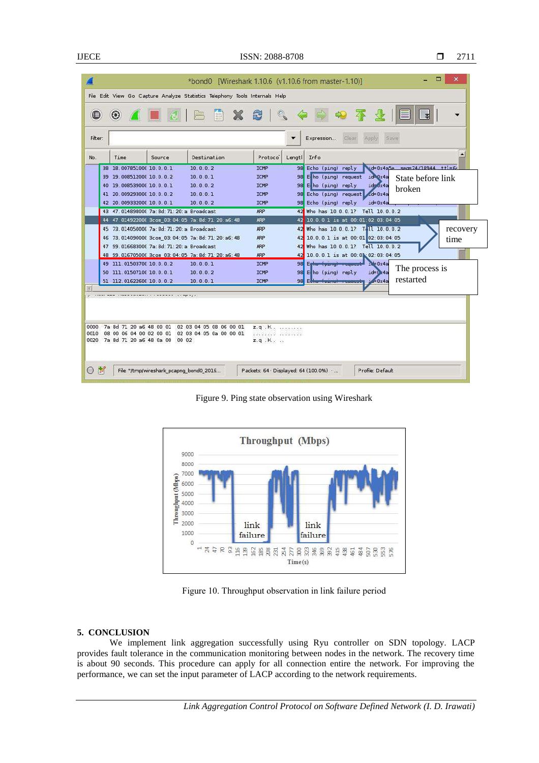Figure 9. Ping state observation using Wireshark

Figure 10. Throughput observation in link failure period

## 5. CONCLUSION

We implement link aggregation successfully using Ryu controller on SDN topology. LACP provides fault tolerance in the communication monitoring between nodes in the network. The recovery time is about 90 seconds. This procedure can apply for all connection entire the network. For improving the performance, we can set the input parameter of LACP according to the network requirements.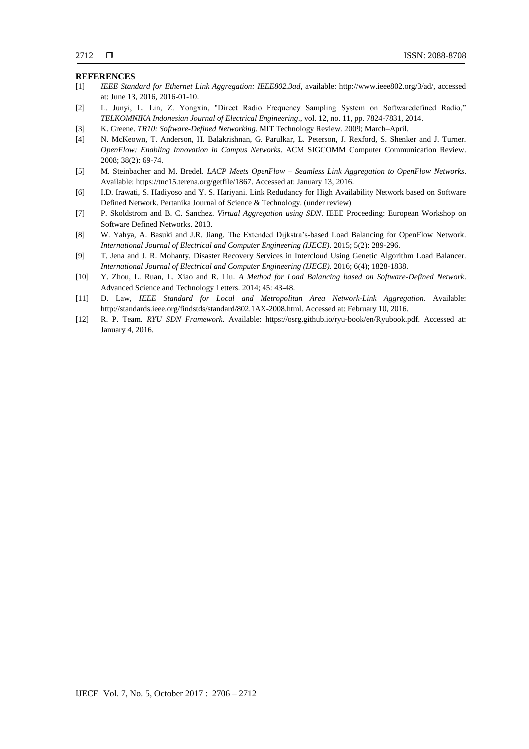## REFERENCES

[1] *IEEE Standard for Ethernet Link Aggregation: IEEE802.3ad*, available: http://www.ieee802.org/3/ad/, accessed at: June 13, 2016, 2016-01-10.

[2] L. Junyi, L. Lin, Z. Yongxin, "Direct Radio Frequency Sampling System on Softwaredefined Radio," *TELKOMNIKA Indonesian Journal of Electrical Engineering*., vol. 12, no. 11, pp. 7824-7831, 2014.

[3] K. Greene. *TR10: Software-Defined Networking*. MIT Technology Review. 2009; March–April.

[4] N. McKeown, T. Anderson, H. Balakrishnan, G. Parulkar, L. Peterson, J. Rexford, S. Shenker and J. Turner. *OpenFlow: Enabling Innovation in Campus Networks*. ACM SIGCOMM Computer Communication Review. 2008; 38(2): 69-74.

[5] M. Steinbacher and M. Bredel. *LACP Meets OpenFlow – Seamless Link Aggregation to OpenFlow Networks*. Available: https://tnc15.terena.org/getfile/1867. Accessed at: January 13, 2016.

[6] I.D. Irawati, S. Hadiyoso and Y. S. Hariyani. Link Redudancy for High Availability Network based on Software Defined Network. Pertanika Journal of Science & Technology. (under review)

[7] P. Skoldstrom and B. C. Sanchez. *Virtual Aggregation using SDN*. IEEE Proceeding: European Workshop on Software Defined Networks. 2013.

[8] W. Yahya, A. Basuki and J.R. Jiang. The Extended Dijkstra's-based Load Balancing for OpenFlow Network. *International Journal of Electrical and Computer Engineering (IJECE)*. 2015; 5(2): 289-296.

[9] T. Jena and J. R. Mohanty, Disaster Recovery Services in Intercloud Using Genetic Algorithm Load Balancer. *International Journal of Electrical and Computer Engineering (IJECE)*. 2016; 6(4); 1828-1838.

[10] Y. Zhou, L. Ruan, L. Xiao and R. Liu. *A Method for Load Balancing based on Software-Defined Network*. Advanced Science and Technology Letters. 2014; 45: 43-48.

[11] D. Law, *IEEE Standard for Local and Metropolitan Area Network-Link Aggregation*. Available: http://standards.ieee.org/findstds/standard/802.1AX-2008.html. Accessed at: February 10, 2016.

[12] R. P. Team. *RYU SDN Framework*. Available: https://osrg.github.io/ryu-book/en/Ryubook.pdf. Accessed at: January 4, 2016.